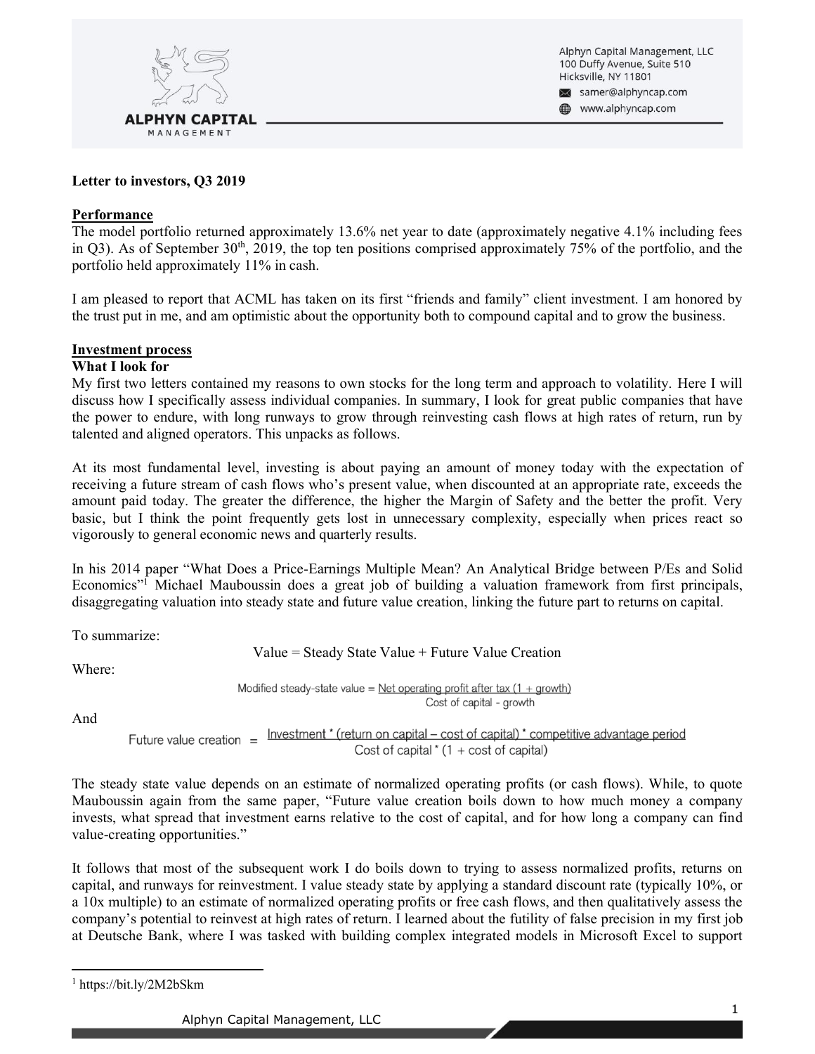Alphyn Capital Management, LLC
100 Duffy Avenue, Suite 510
Hicksville, NY 11801
samer@alphyncap.com
www.alphyncap.com

**Letter to investors, Q3 2019**

## Performance

The model portfolio returned approximately 13.6% net year to date (approximately negative 4.1% including fees in Q3). As of September 30th, 2019, the top ten positions comprised approximately 75% of the portfolio, and the portfolio held approximately 11% in cash.

I am pleased to report that ACML has taken on its first "friends and family" client investment. I am honored by the trust put in me, and am optimistic about the opportunity both to compound capital and to grow the business.

## Investment process

### What I look for

My first two letters contained my reasons to own stocks for the long term and approach to volatility. Here I will discuss how I specifically assess individual companies. In summary, I look for great public companies that have the power to endure, with long runways to grow through reinvesting cash flows at high rates of return, run by talented and aligned operators. This unpacks as follows.

At its most fundamental level, investing is about paying an amount of money today with the expectation of receiving a future stream of cash flows who's present value, when discounted at an appropriate rate, exceeds the amount paid today. The greater the difference, the higher the Margin of Safety and the better the profit. Very basic, but I think the point frequently gets lost in unnecessary complexity, especially when prices react so vigorously to general economic news and quarterly results.

In his 2014 paper "What Does a Price-Earnings Multiple Mean? An Analytical Bridge between P/Es and Solid Economics"[1] Michael Mauboussin does a great job of building a valuation framework from first principals, disaggregating valuation into steady state and future value creation, linking the future part to returns on capital.

To summarize:

$$\text{Value} = \text{Steady State Value} + \text{Future Value Creation}$$

Where:

$$\text{Modified steady-state value} = \frac{\text{Net operating profit after tax } (1 + \text{growth})}{\text{Cost of capital} - \text{growth}}$$

And

$$\text{Future value creation} = \frac{\text{Investment} * (\text{return on capital} - \text{cost of capital}) * \text{competitive advantage period}}{\text{Cost of capital} * (1 + \text{cost of capital})}$$

The steady state value depends on an estimate of normalized operating profits (or cash flows). While, to quote Mauboussin again from the same paper, "Future value creation boils down to how much money a company invests, what spread that investment earns relative to the cost of capital, and for how long a company can find value-creating opportunities."

It follows that most of the subsequent work I do boils down to trying to assess normalized profits, returns on capital, and runways for reinvestment. I value steady state by applying a standard discount rate (typically 10%, or a 10x multiple) to an estimate of normalized operating profits or free cash flows, and then qualitatively assess the company's potential to reinvest at high rates of return. I learned about the futility of false precision in my first job at Deutsche Bank, where I was tasked with building complex integrated models in Microsoft Excel to support

[1] https://bit.ly/2M2bSkm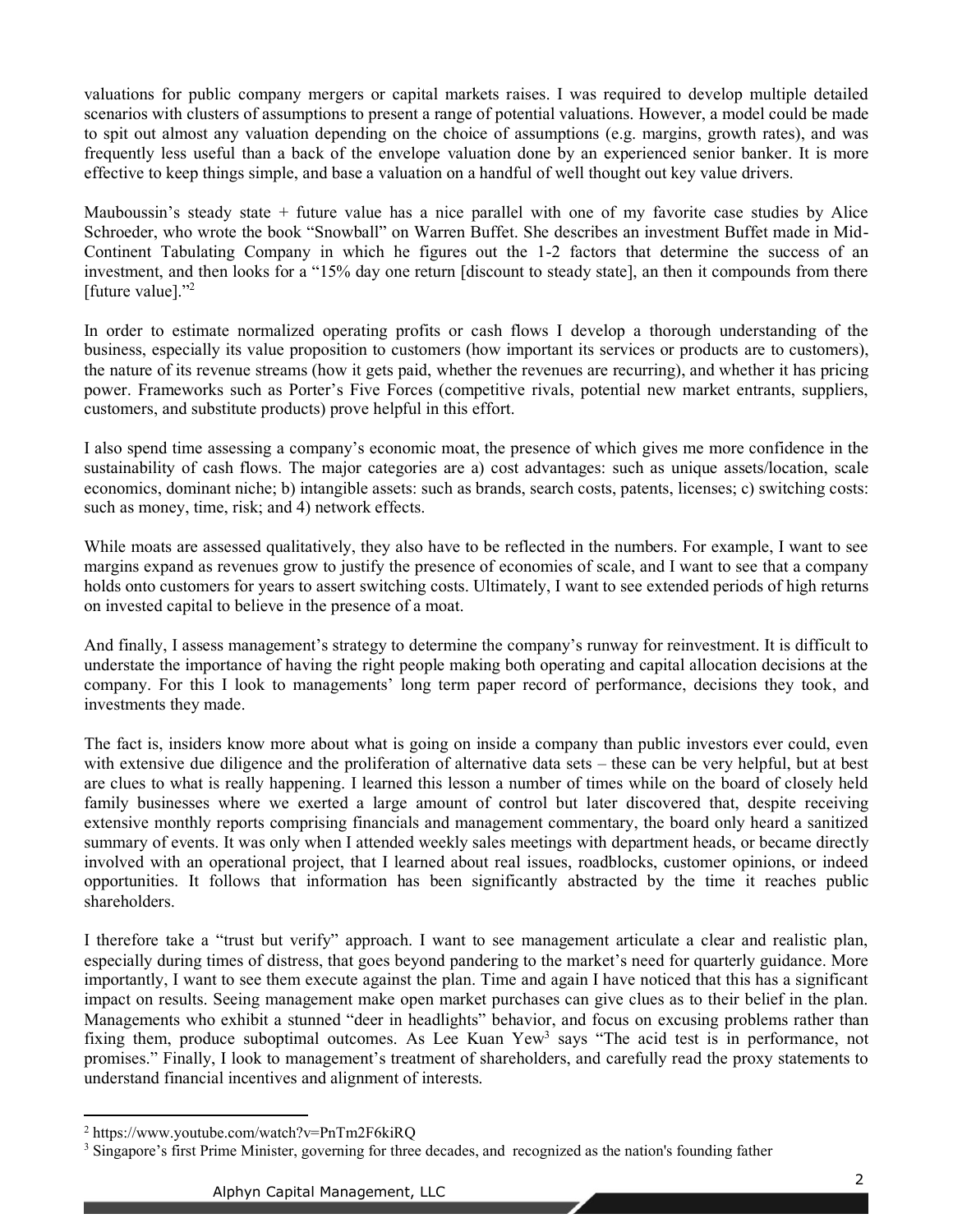valuations for public company mergers or capital markets raises. I was required to develop multiple detailed scenarios with clusters of assumptions to present a range of potential valuations. However, a model could be made to spit out almost any valuation depending on the choice of assumptions (e.g. margins, growth rates), and was frequently less useful than a back of the envelope valuation done by an experienced senior banker. It is more effective to keep things simple, and base a valuation on a handful of well thought out key value drivers.

Mauboussin's steady state + future value has a nice parallel with one of my favorite case studies by Alice Schroeder, who wrote the book "Snowball" on Warren Buffet. She describes an investment Buffet made in Mid-Continent Tabulating Company in which he figures out the 1-2 factors that determine the success of an investment, and then looks for a "15% day one return [discount to steady state], an then it compounds from there [future value]."[2]

In order to estimate normalized operating profits or cash flows I develop a thorough understanding of the business, especially its value proposition to customers (how important its services or products are to customers), the nature of its revenue streams (how it gets paid, whether the revenues are recurring), and whether it has pricing power. Frameworks such as Porter's Five Forces (competitive rivals, potential new market entrants, suppliers, customers, and substitute products) prove helpful in this effort.

I also spend time assessing a company's economic moat, the presence of which gives me more confidence in the sustainability of cash flows. The major categories are a) cost advantages: such as unique assets/location, scale economics, dominant niche; b) intangible assets: such as brands, search costs, patents, licenses; c) switching costs: such as money, time, risk; and 4) network effects.

While moats are assessed qualitatively, they also have to be reflected in the numbers. For example, I want to see margins expand as revenues grow to justify the presence of economies of scale, and I want to see that a company holds onto customers for years to assert switching costs. Ultimately, I want to see extended periods of high returns on invested capital to believe in the presence of a moat.

And finally, I assess management's strategy to determine the company's runway for reinvestment. It is difficult to understate the importance of having the right people making both operating and capital allocation decisions at the company. For this I look to managements' long term paper record of performance, decisions they took, and investments they made.

The fact is, insiders know more about what is going on inside a company than public investors ever could, even with extensive due diligence and the proliferation of alternative data sets – these can be very helpful, but at best are clues to what is really happening. I learned this lesson a number of times while on the board of closely held family businesses where we exerted a large amount of control but later discovered that, despite receiving extensive monthly reports comprising financials and management commentary, the board only heard a sanitized summary of events. It was only when I attended weekly sales meetings with department heads, or became directly involved with an operational project, that I learned about real issues, roadblocks, customer opinions, or indeed opportunities. It follows that information has been significantly abstracted by the time it reaches public shareholders.

I therefore take a "trust but verify" approach. I want to see management articulate a clear and realistic plan, especially during times of distress, that goes beyond pandering to the market's need for quarterly guidance. More importantly, I want to see them execute against the plan. Time and again I have noticed that this has a significant impact on results. Seeing management make open market purchases can give clues as to their belief in the plan. Managements who exhibit a stunned "deer in headlights" behavior, and focus on excusing problems rather than fixing them, produce suboptimal outcomes. As Lee Kuan Yew[3] says "The acid test is in performance, not promises." Finally, I look to management's treatment of shareholders, and carefully read the proxy statements to understand financial incentives and alignment of interests.

---

[2] https://www.youtube.com/watch?v=PnTm2F6kiRQ

[3] Singapore's first Prime Minister, governing for three decades, and recognized as the nation's founding father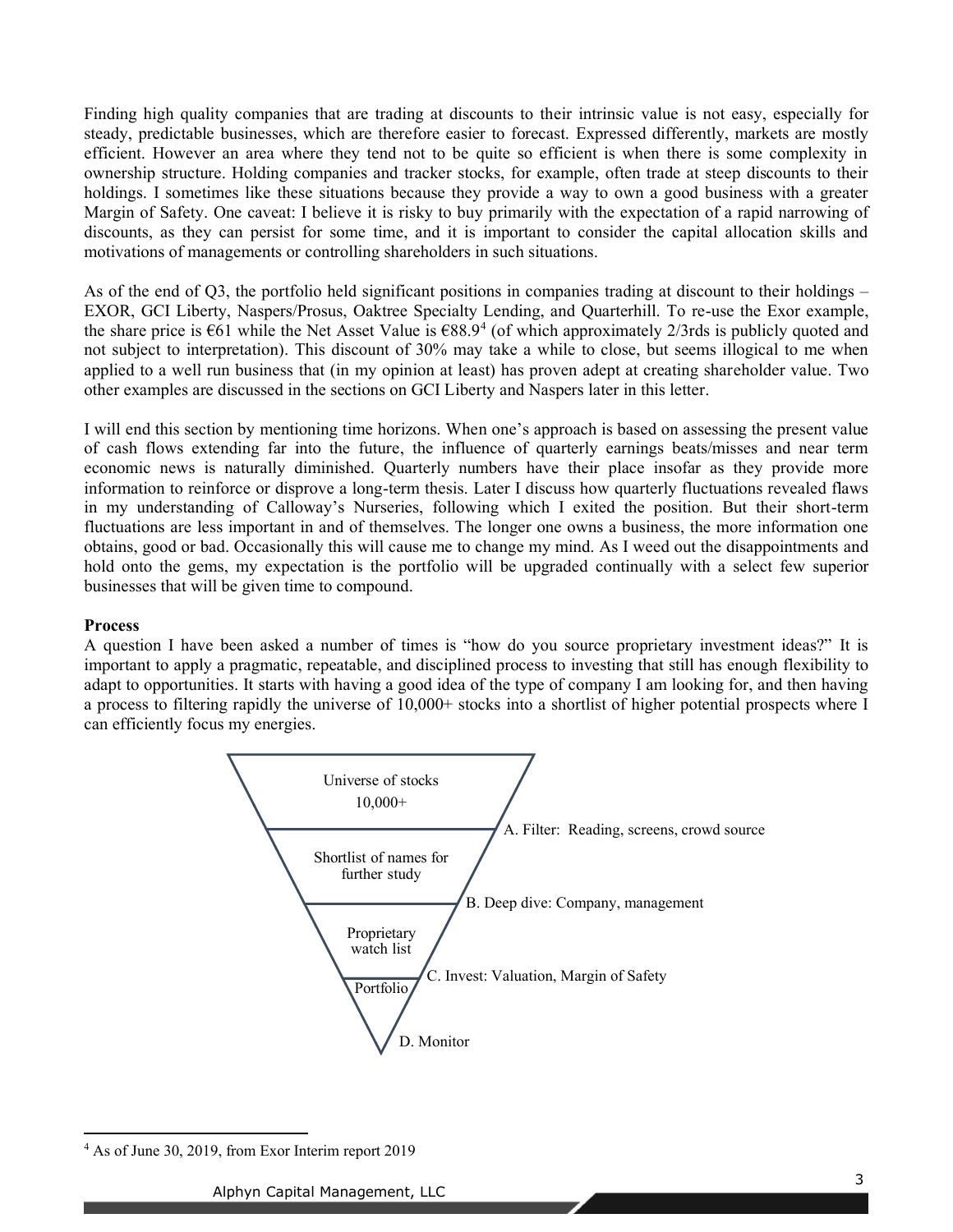Finding high quality companies that are trading at discounts to their intrinsic value is not easy, especially for steady, predictable businesses, which are therefore easier to forecast. Expressed differently, markets are mostly efficient. However an area where they tend not to be quite so efficient is when there is some complexity in ownership structure. Holding companies and tracker stocks, for example, often trade at steep discounts to their holdings. I sometimes like these situations because they provide a way to own a good business with a greater Margin of Safety. One caveat: I believe it is risky to buy primarily with the expectation of a rapid narrowing of discounts, as they can persist for some time, and it is important to consider the capital allocation skills and motivations of managements or controlling shareholders in such situations.

As of the end of Q3, the portfolio held significant positions in companies trading at discount to their holdings – EXOR, GCI Liberty, Naspers/Prosus, Oaktree Specialty Lending, and Quarterhill. To re-use the Exor example, the share price is €61 while the Net Asset Value is €88.9[4] (of which approximately 2/3rds is publicly quoted and not subject to interpretation). This discount of 30% may take a while to close, but seems illogical to me when applied to a well run business that (in my opinion at least) has proven adept at creating shareholder value. Two other examples are discussed in the sections on GCI Liberty and Naspers later in this letter.

I will end this section by mentioning time horizons. When one's approach is based on assessing the present value of cash flows extending far into the future, the influence of quarterly earnings beats/misses and near term economic news is naturally diminished. Quarterly numbers have their place insofar as they provide more information to reinforce or disprove a long-term thesis. Later I discuss how quarterly fluctuations revealed flaws in my understanding of Calloway's Nurseries, following which I exited the position. But their short-term fluctuations are less important in and of themselves. The longer one owns a business, the more information one obtains, good or bad. Occasionally this will cause me to change my mind. As I weed out the disappointments and hold onto the gems, my expectation is the portfolio will be upgraded continually with a select few superior businesses that will be given time to compound.

**Process**

A question I have been asked a number of times is "how do you source proprietary investment ideas?" It is important to apply a pragmatic, repeatable, and disciplined process to investing that still has enough flexibility to adapt to opportunities. It starts with having a good idea of the type of company I am looking for, and then having a process to filtering rapidly the universe of 10,000+ stocks into a shortlist of higher potential prospects where I can efficiently focus my energies.

Universe of stocks 10,000+

A. Filter: Reading, screens, crowd source

Shortlist of names for further study

B. Deep dive: Company, management

Proprietary watch list

C. Invest: Valuation, Margin of Safety

Portfolio

D. Monitor

[4] As of June 30, 2019, from Exor Interim report 2019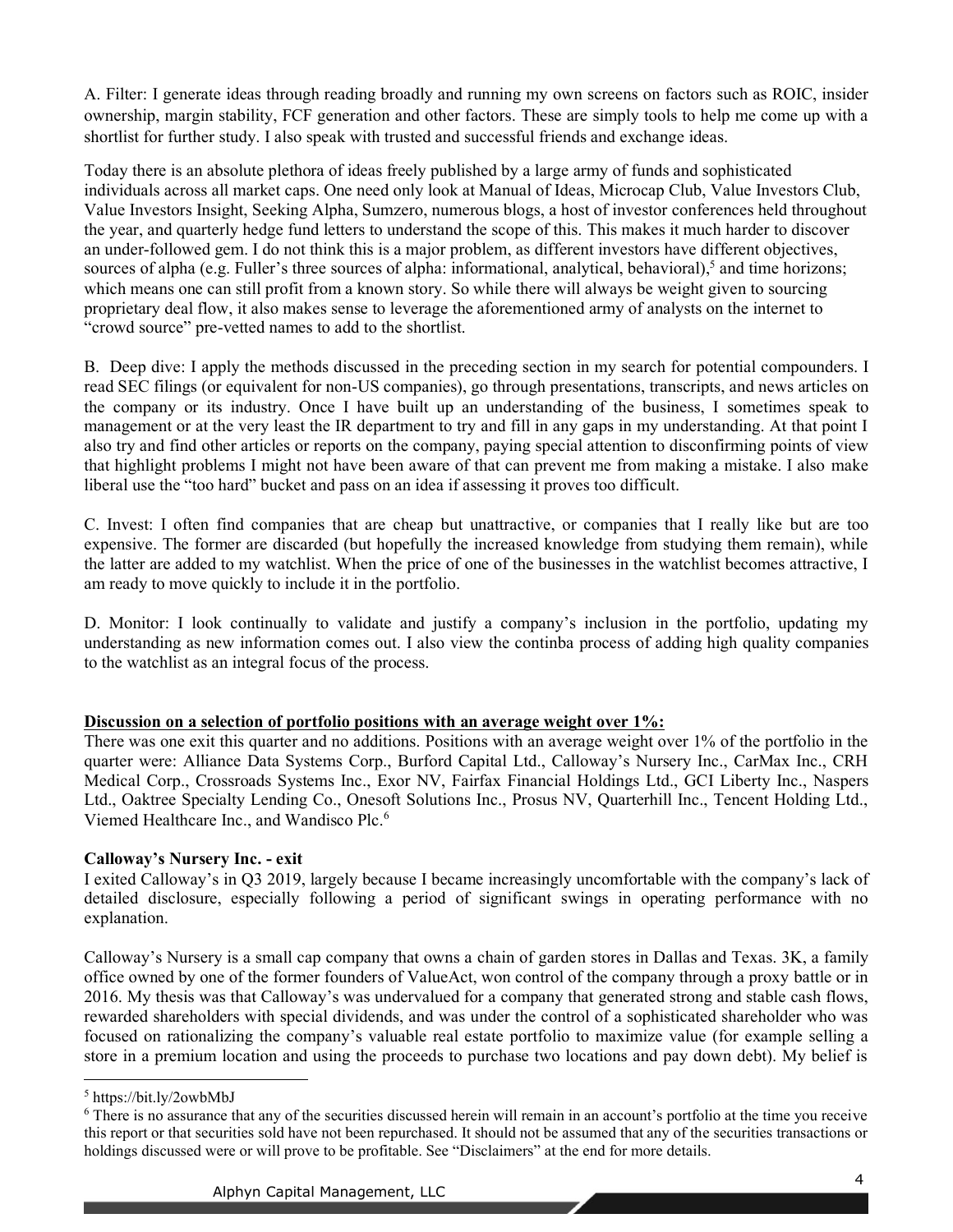A. Filter: I generate ideas through reading broadly and running my own screens on factors such as ROIC, insider ownership, margin stability, FCF generation and other factors. These are simply tools to help me come up with a shortlist for further study. I also speak with trusted and successful friends and exchange ideas.

Today there is an absolute plethora of ideas freely published by a large army of funds and sophisticated individuals across all market caps. One need only look at Manual of Ideas, Microcap Club, Value Investors Club, Value Investors Insight, Seeking Alpha, Sumzero, numerous blogs, a host of investor conferences held throughout the year, and quarterly hedge fund letters to understand the scope of this. This makes it much harder to discover an under-followed gem. I do not think this is a major problem, as different investors have different objectives, sources of alpha (e.g. Fuller's three sources of alpha: informational, analytical, behavioral),[5] and time horizons; which means one can still profit from a known story. So while there will always be weight given to sourcing proprietary deal flow, it also makes sense to leverage the aforementioned army of analysts on the internet to "crowd source" pre-vetted names to add to the shortlist.

B. Deep dive: I apply the methods discussed in the preceding section in my search for potential compounders. I read SEC filings (or equivalent for non-US companies), go through presentations, transcripts, and news articles on the company or its industry. Once I have built up an understanding of the business, I sometimes speak to management or at the very least the IR department to try and fill in any gaps in my understanding. At that point I also try and find other articles or reports on the company, paying special attention to disconfirming points of view that highlight problems I might not have been aware of that can prevent me from making a mistake. I also make liberal use the "too hard" bucket and pass on an idea if assessing it proves too difficult.

C. Invest: I often find companies that are cheap but unattractive, or companies that I really like but are too expensive. The former are discarded (but hopefully the increased knowledge from studying them remain), while the latter are added to my watchlist. When the price of one of the businesses in the watchlist becomes attractive, I am ready to move quickly to include it in the portfolio.

D. Monitor: I look continually to validate and justify a company's inclusion in the portfolio, updating my understanding as new information comes out. I also view the continba process of adding high quality companies to the watchlist as an integral focus of the process.

**Discussion on a selection of portfolio positions with an average weight over 1%:**

There was one exit this quarter and no additions. Positions with an average weight over 1% of the portfolio in the quarter were: Alliance Data Systems Corp., Burford Capital Ltd., Calloway's Nursery Inc., CarMax Inc., CRH Medical Corp., Crossroads Systems Inc., Exor NV, Fairfax Financial Holdings Ltd., GCI Liberty Inc., Naspers Ltd., Oaktree Specialty Lending Co., Onesoft Solutions Inc., Prosus NV, Quarterhill Inc., Tencent Holding Ltd., Viemed Healthcare Inc., and Wandisco Plc.[6]

**Calloway's Nursery Inc. - exit**

I exited Calloway's in Q3 2019, largely because I became increasingly uncomfortable with the company's lack of detailed disclosure, especially following a period of significant swings in operating performance with no explanation.

Calloway's Nursery is a small cap company that owns a chain of garden stores in Dallas and Texas. 3K, a family office owned by one of the former founders of ValueAct, won control of the company through a proxy battle or in 2016. My thesis was that Calloway's was undervalued for a company that generated strong and stable cash flows, rewarded shareholders with special dividends, and was under the control of a sophisticated shareholder who was focused on rationalizing the company's valuable real estate portfolio to maximize value (for example selling a store in a premium location and using the proceeds to purchase two locations and pay down debt). My belief is

---

[5] https://bit.ly/2owbMbJ

[6] There is no assurance that any of the securities discussed herein will remain in an account's portfolio at the time you receive this report or that securities sold have not been repurchased. It should not be assumed that any of the securities transactions or holdings discussed were or will prove to be profitable. See "Disclaimers" at the end for more details.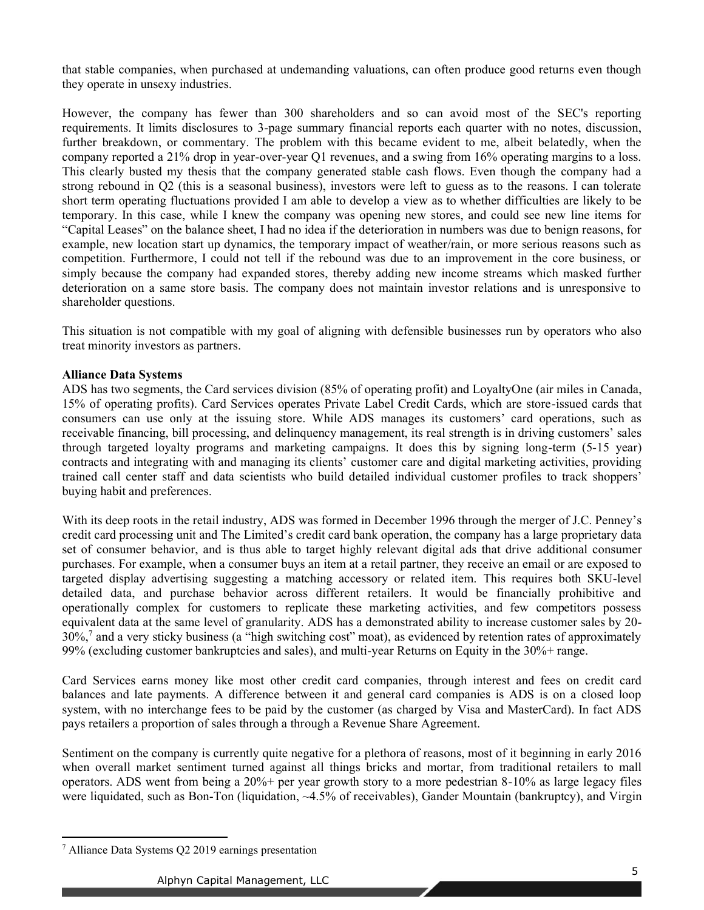that stable companies, when purchased at undemanding valuations, can often produce good returns even though they operate in unsexy industries.

However, the company has fewer than 300 shareholders and so can avoid most of the SEC's reporting requirements. It limits disclosures to 3-page summary financial reports each quarter with no notes, discussion, further breakdown, or commentary. The problem with this became evident to me, albeit belatedly, when the company reported a 21% drop in year-over-year Q1 revenues, and a swing from 16% operating margins to a loss. This clearly busted my thesis that the company generated stable cash flows. Even though the company had a strong rebound in Q2 (this is a seasonal business), investors were left to guess as to the reasons. I can tolerate short term operating fluctuations provided I am able to develop a view as to whether difficulties are likely to be temporary. In this case, while I knew the company was opening new stores, and could see new line items for "Capital Leases" on the balance sheet, I had no idea if the deterioration in numbers was due to benign reasons, for example, new location start up dynamics, the temporary impact of weather/rain, or more serious reasons such as competition. Furthermore, I could not tell if the rebound was due to an improvement in the core business, or simply because the company had expanded stores, thereby adding new income streams which masked further deterioration on a same store basis. The company does not maintain investor relations and is unresponsive to shareholder questions.

This situation is not compatible with my goal of aligning with defensible businesses run by operators who also treat minority investors as partners.

**Alliance Data Systems**

ADS has two segments, the Card services division (85% of operating profit) and LoyaltyOne (air miles in Canada, 15% of operating profits). Card Services operates Private Label Credit Cards, which are store-issued cards that consumers can use only at the issuing store. While ADS manages its customers' card operations, such as receivable financing, bill processing, and delinquency management, its real strength is in driving customers' sales through targeted loyalty programs and marketing campaigns. It does this by signing long-term (5-15 year) contracts and integrating with and managing its clients' customer care and digital marketing activities, providing trained call center staff and data scientists who build detailed individual customer profiles to track shoppers' buying habit and preferences.

With its deep roots in the retail industry, ADS was formed in December 1996 through the merger of J.C. Penney's credit card processing unit and The Limited's credit card bank operation, the company has a large proprietary data set of consumer behavior, and is thus able to target highly relevant digital ads that drive additional consumer purchases. For example, when a consumer buys an item at a retail partner, they receive an email or are exposed to targeted display advertising suggesting a matching accessory or related item. This requires both SKU-level detailed data, and purchase behavior across different retailers. It would be financially prohibitive and operationally complex for customers to replicate these marketing activities, and few competitors possess equivalent data at the same level of granularity. ADS has a demonstrated ability to increase customer sales by 20-30%,[7] and a very sticky business (a "high switching cost" moat), as evidenced by retention rates of approximately 99% (excluding customer bankruptcies and sales), and multi-year Returns on Equity in the 30%+ range.

Card Services earns money like most other credit card companies, through interest and fees on credit card balances and late payments. A difference between it and general card companies is ADS is on a closed loop system, with no interchange fees to be paid by the customer (as charged by Visa and MasterCard). In fact ADS pays retailers a proportion of sales through a through a Revenue Share Agreement.

Sentiment on the company is currently quite negative for a plethora of reasons, most of it beginning in early 2016 when overall market sentiment turned against all things bricks and mortar, from traditional retailers to mall operators. ADS went from being a 20%+ per year growth story to a more pedestrian 8-10% as large legacy files were liquidated, such as Bon-Ton (liquidation, ~4.5% of receivables), Gander Mountain (bankruptcy), and Virgin

[7] Alliance Data Systems Q2 2019 earnings presentation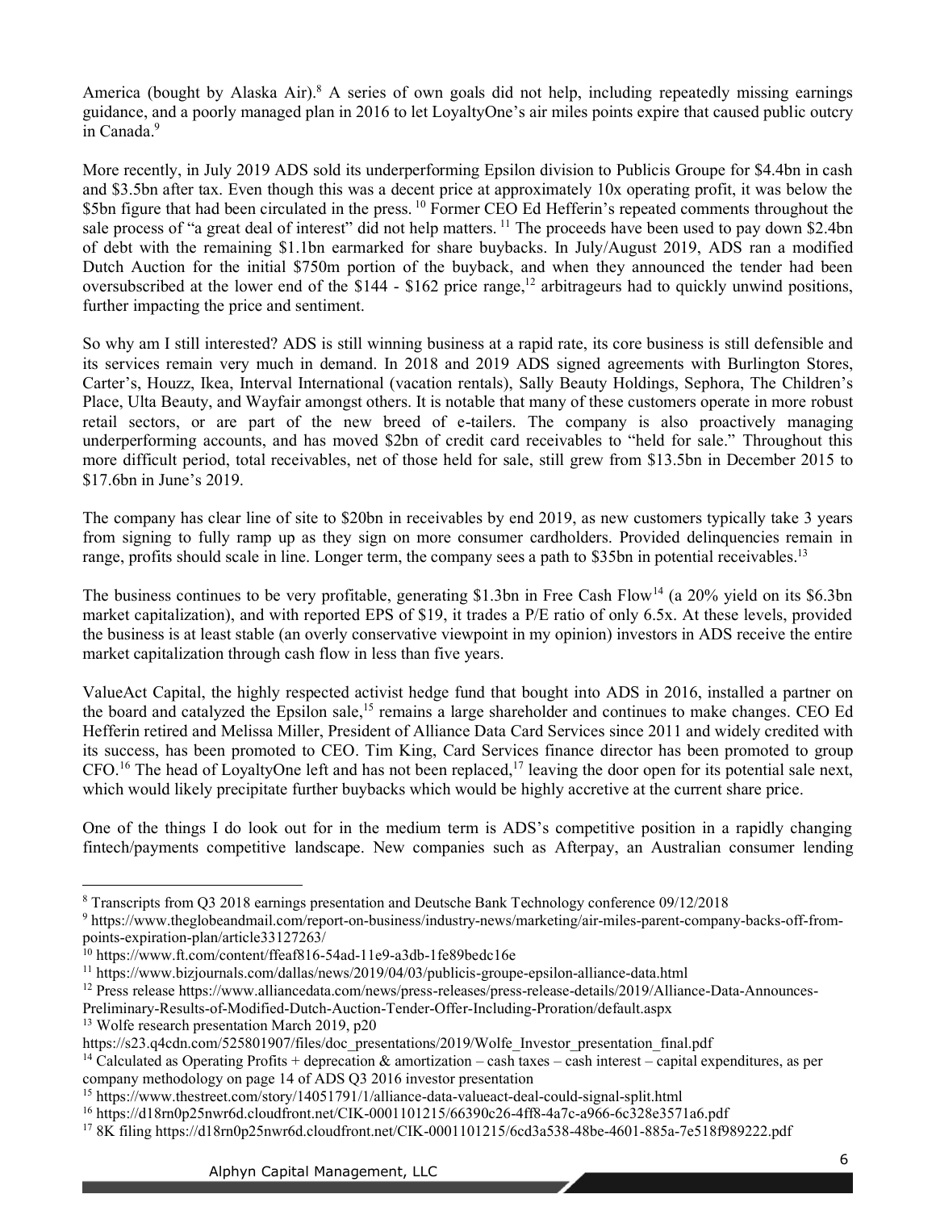America (bought by Alaska Air).[8] A series of own goals did not help, including repeatedly missing earnings guidance, and a poorly managed plan in 2016 to let LoyaltyOne's air miles points expire that caused public outcry in Canada.[9]

More recently, in July 2019 ADS sold its underperforming Epsilon division to Publicis Groupe for $4.4bn in cash and $3.5bn after tax. Even though this was a decent price at approximately 10x operating profit, it was below the $5bn figure that had been circulated in the press.[10] Former CEO Ed Hefferin's repeated comments throughout the sale process of "a great deal of interest" did not help matters.[11] The proceeds have been used to pay down $2.4bn of debt with the remaining $1.1bn earmarked for share buybacks. In July/August 2019, ADS ran a modified Dutch Auction for the initial $750m portion of the buyback, and when they announced the tender had been oversubscribed at the lower end of the $144 - $162 price range,[12] arbitrageurs had to quickly unwind positions, further impacting the price and sentiment.

So why am I still interested? ADS is still winning business at a rapid rate, its core business is still defensible and its services remain very much in demand. In 2018 and 2019 ADS signed agreements with Burlington Stores, Carter's, Houzz, Ikea, Interval International (vacation rentals), Sally Beauty Holdings, Sephora, The Children's Place, Ulta Beauty, and Wayfair amongst others. It is notable that many of these customers operate in more robust retail sectors, or are part of the new breed of e-tailers. The company is also proactively managing underperforming accounts, and has moved $2bn of credit card receivables to "held for sale." Throughout this more difficult period, total receivables, net of those held for sale, still grew from $13.5bn in December 2015 to $17.6bn in June's 2019.

The company has clear line of site to $20bn in receivables by end 2019, as new customers typically take 3 years from signing to fully ramp up as they sign on more consumer cardholders. Provided delinquencies remain in range, profits should scale in line. Longer term, the company sees a path to $35bn in potential receivables.[13]

The business continues to be very profitable, generating $1.3bn in Free Cash Flow[14] (a 20% yield on its $6.3bn market capitalization), and with reported EPS of $19, it trades a P/E ratio of only 6.5x. At these levels, provided the business is at least stable (an overly conservative viewpoint in my opinion) investors in ADS receive the entire market capitalization through cash flow in less than five years.

ValueAct Capital, the highly respected activist hedge fund that bought into ADS in 2016, installed a partner on the board and catalyzed the Epsilon sale,[15] remains a large shareholder and continues to make changes. CEO Ed Hefferin retired and Melissa Miller, President of Alliance Data Card Services since 2011 and widely credited with its success, has been promoted to CEO. Tim King, Card Services finance director has been promoted to group CFO.[16] The head of LoyaltyOne left and has not been replaced,[17] leaving the door open for its potential sale next, which would likely precipitate further buybacks which would be highly accretive at the current share price.

One of the things I do look out for in the medium term is ADS's competitive position in a rapidly changing fintech/payments competitive landscape. New companies such as Afterpay, an Australian consumer lending

---

[8] Transcripts from Q3 2018 earnings presentation and Deutsche Bank Technology conference 09/12/2018

[9] https://www.theglobeandmail.com/report-on-business/industry-news/marketing/air-miles-parent-company-backs-off-from-points-expiration-plan/article33127263/

[10] https://www.ft.com/content/ffeaf816-54ad-11e9-a3db-1fe89bedc16e

[11] https://www.bizjournals.com/dallas/news/2019/04/03/publicis-groupe-epsilon-alliance-data.html

[12] Press release https://www.alliancedata.com/news/press-releases/press-release-details/2019/Alliance-Data-Announces-Preliminary-Results-of-Modified-Dutch-Auction-Tender-Offer-Including-Proration/default.aspx

[13] Wolfe research presentation March 2019, p20 https://s23.q4cdn.com/525801907/files/doc_presentations/2019/Wolfe_Investor_presentation_final.pdf

[14] Calculated as Operating Profits + deprecation & amortization – cash taxes – cash interest – capital expenditures, as per company methodology on page 14 of ADS Q3 2016 investor presentation

[15] https://www.thestreet.com/story/14051791/1/alliance-data-valueact-deal-could-signal-split.html

[16] https://d18rn0p25nwr6d.cloudfront.net/CIK-0001101215/66390c26-4ff8-4a7c-a966-6c328e3571a6.pdf

[17] 8K filing https://d18rn0p25nwr6d.cloudfront.net/CIK-0001101215/6cd3a538-48be-4601-885a-7e518f989222.pdf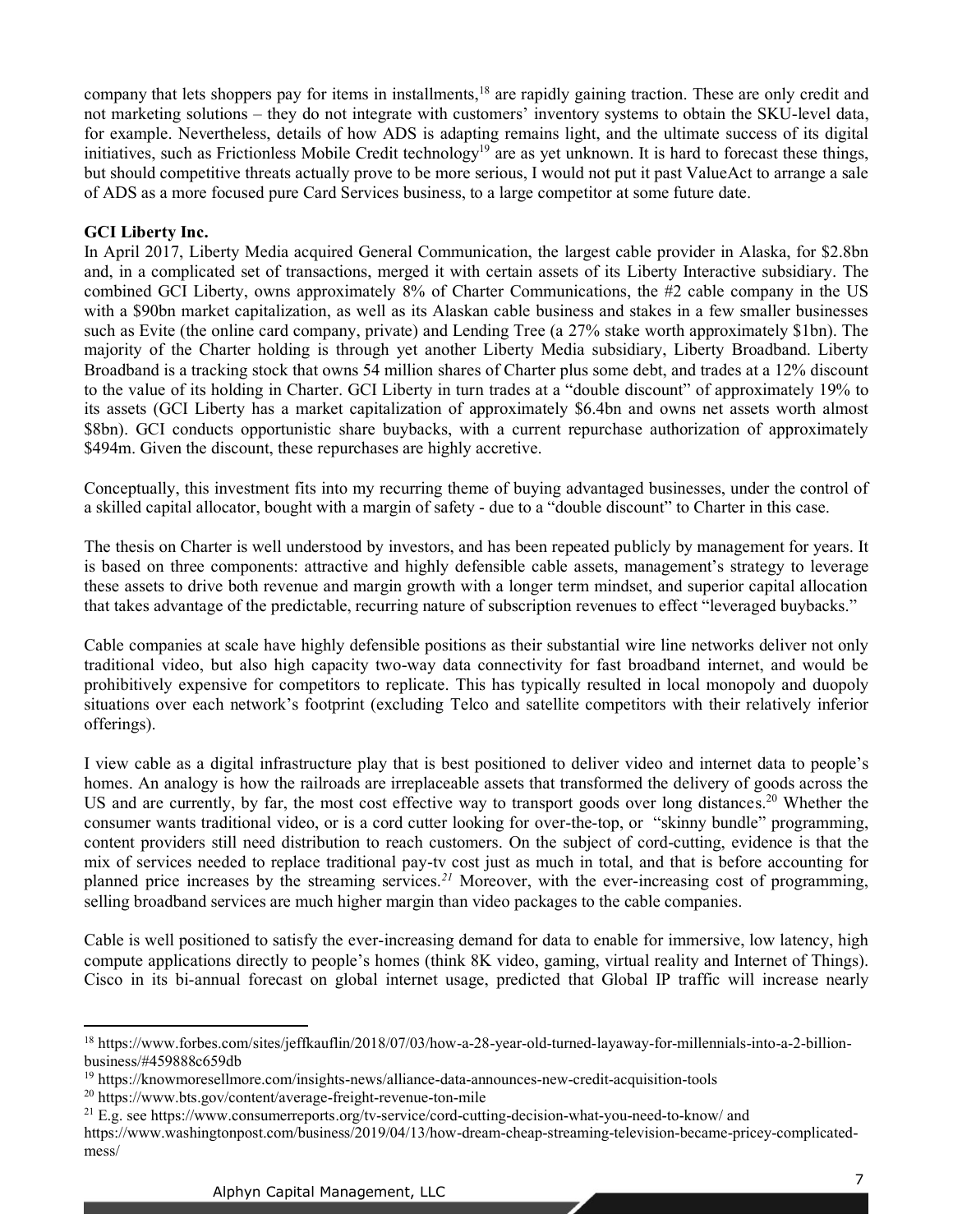company that lets shoppers pay for items in installments,[18] are rapidly gaining traction. These are only credit and not marketing solutions – they do not integrate with customers' inventory systems to obtain the SKU-level data, for example. Nevertheless, details of how ADS is adapting remains light, and the ultimate success of its digital initiatives, such as Frictionless Mobile Credit technology[19] are as yet unknown. It is hard to forecast these things, but should competitive threats actually prove to be more serious, I would not put it past ValueAct to arrange a sale of ADS as a more focused pure Card Services business, to a large competitor at some future date.

**GCI Liberty Inc.**

In April 2017, Liberty Media acquired General Communication, the largest cable provider in Alaska, for $2.8bn and, in a complicated set of transactions, merged it with certain assets of its Liberty Interactive subsidiary. The combined GCI Liberty, owns approximately 8% of Charter Communications, the #2 cable company in the US with a $90bn market capitalization, as well as its Alaskan cable business and stakes in a few smaller businesses such as Evite (the online card company, private) and Lending Tree (a 27% stake worth approximately $1bn). The majority of the Charter holding is through yet another Liberty Media subsidiary, Liberty Broadband. Liberty Broadband is a tracking stock that owns 54 million shares of Charter plus some debt, and trades at a 12% discount to the value of its holding in Charter. GCI Liberty in turn trades at a "double discount" of approximately 19% to its assets (GCI Liberty has a market capitalization of approximately $6.4bn and owns net assets worth almost $8bn). GCI conducts opportunistic share buybacks, with a current repurchase authorization of approximately $494m. Given the discount, these repurchases are highly accretive.

Conceptually, this investment fits into my recurring theme of buying advantaged businesses, under the control of a skilled capital allocator, bought with a margin of safety - due to a "double discount" to Charter in this case.

The thesis on Charter is well understood by investors, and has been repeated publicly by management for years. It is based on three components: attractive and highly defensible cable assets, management's strategy to leverage these assets to drive both revenue and margin growth with a longer term mindset, and superior capital allocation that takes advantage of the predictable, recurring nature of subscription revenues to effect "leveraged buybacks."

Cable companies at scale have highly defensible positions as their substantial wire line networks deliver not only traditional video, but also high capacity two-way data connectivity for fast broadband internet, and would be prohibitively expensive for competitors to replicate. This has typically resulted in local monopoly and duopoly situations over each network's footprint (excluding Telco and satellite competitors with their relatively inferior offerings).

I view cable as a digital infrastructure play that is best positioned to deliver video and internet data to people's homes. An analogy is how the railroads are irreplaceable assets that transformed the delivery of goods across the US and are currently, by far, the most cost effective way to transport goods over long distances.[20] Whether the consumer wants traditional video, or is a cord cutter looking for over-the-top, or "skinny bundle" programming, content providers still need distribution to reach customers. On the subject of cord-cutting, evidence is that the mix of services needed to replace traditional pay-tv cost just as much in total, and that is before accounting for planned price increases by the streaming services.[21] Moreover, with the ever-increasing cost of programming, selling broadband services are much higher margin than video packages to the cable companies.

Cable is well positioned to satisfy the ever-increasing demand for data to enable for immersive, low latency, high compute applications directly to people's homes (think 8K video, gaming, virtual reality and Internet of Things). Cisco in its bi-annual forecast on global internet usage, predicted that Global IP traffic will increase nearly

---

[18] https://www.forbes.com/sites/jeffkauflin/2018/07/03/how-a-28-year-old-turned-layaway-for-millennials-into-a-2-billion-business/#459888c659db

[19] https://knowmoresellmore.com/insights-news/alliance-data-announces-new-credit-acquisition-tools

[20] https://www.bts.gov/content/average-freight-revenue-ton-mile

[21] E.g. see https://www.consumerreports.org/tv-service/cord-cutting-decision-what-you-need-to-know/ and https://www.washingtonpost.com/business/2019/04/13/how-dream-cheap-streaming-television-became-pricey-complicated-mess/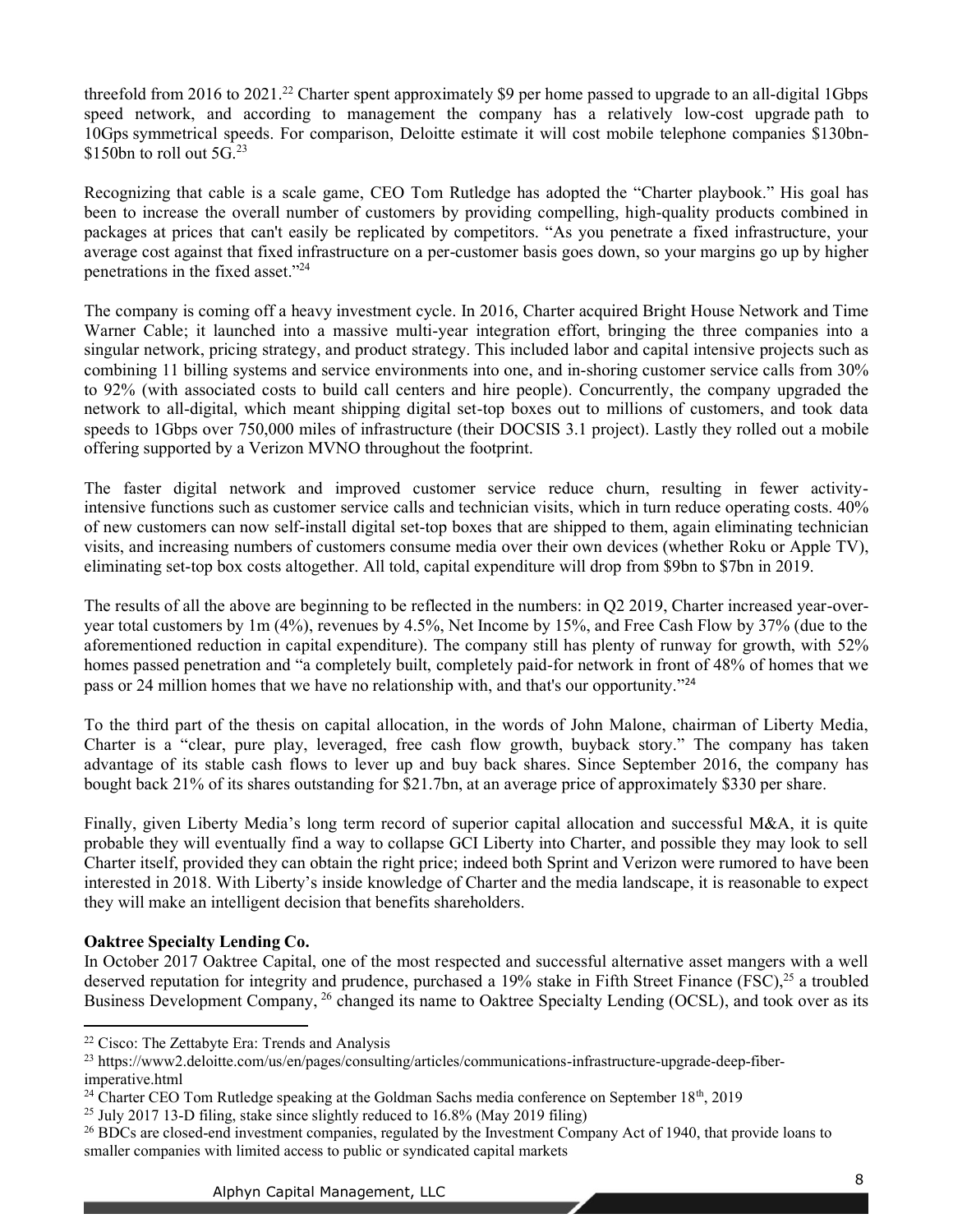threefold from 2016 to 2021.[22] Charter spent approximately $9 per home passed to upgrade to an all-digital 1Gbps speed network, and according to management the company has a relatively low-cost upgrade path to 10Gps symmetrical speeds. For comparison, Deloitte estimate it will cost mobile telephone companies $130bn-$150bn to roll out 5G.[23]

Recognizing that cable is a scale game, CEO Tom Rutledge has adopted the "Charter playbook." His goal has been to increase the overall number of customers by providing compelling, high-quality products combined in packages at prices that can't easily be replicated by competitors. "As you penetrate a fixed infrastructure, your average cost against that fixed infrastructure on a per-customer basis goes down, so your margins go up by higher penetrations in the fixed asset."[24]

The company is coming off a heavy investment cycle. In 2016, Charter acquired Bright House Network and Time Warner Cable; it launched into a massive multi-year integration effort, bringing the three companies into a singular network, pricing strategy, and product strategy. This included labor and capital intensive projects such as combining 11 billing systems and service environments into one, and in-shoring customer service calls from 30% to 92% (with associated costs to build call centers and hire people). Concurrently, the company upgraded the network to all-digital, which meant shipping digital set-top boxes out to millions of customers, and took data speeds to 1Gbps over 750,000 miles of infrastructure (their DOCSIS 3.1 project). Lastly they rolled out a mobile offering supported by a Verizon MVNO throughout the footprint.

The faster digital network and improved customer service reduce churn, resulting in fewer activity-intensive functions such as customer service calls and technician visits, which in turn reduce operating costs. 40% of new customers can now self-install digital set-top boxes that are shipped to them, again eliminating technician visits, and increasing numbers of customers consume media over their own devices (whether Roku or Apple TV), eliminating set-top box costs altogether. All told, capital expenditure will drop from $9bn to $7bn in 2019.

The results of all the above are beginning to be reflected in the numbers: in Q2 2019, Charter increased year-over-year total customers by 1m (4%), revenues by 4.5%, Net Income by 15%, and Free Cash Flow by 37% (due to the aforementioned reduction in capital expenditure). The company still has plenty of runway for growth, with 52% homes passed penetration and "a completely built, completely paid-for network in front of 48% of homes that we pass or 24 million homes that we have no relationship with, and that's our opportunity."[24]

To the third part of the thesis on capital allocation, in the words of John Malone, chairman of Liberty Media, Charter is a "clear, pure play, leveraged, free cash flow growth, buyback story." The company has taken advantage of its stable cash flows to lever up and buy back shares. Since September 2016, the company has bought back 21% of its shares outstanding for $21.7bn, at an average price of approximately $330 per share.

Finally, given Liberty Media's long term record of superior capital allocation and successful M&A, it is quite probable they will eventually find a way to collapse GCI Liberty into Charter, and possible they may look to sell Charter itself, provided they can obtain the right price; indeed both Sprint and Verizon were rumored to have been interested in 2018. With Liberty's inside knowledge of Charter and the media landscape, it is reasonable to expect they will make an intelligent decision that benefits shareholders.

**Oaktree Specialty Lending Co.**

In October 2017 Oaktree Capital, one of the most respected and successful alternative asset mangers with a well deserved reputation for integrity and prudence, purchased a 19% stake in Fifth Street Finance (FSC),[25] a troubled Business Development Company,[26] changed its name to Oaktree Specialty Lending (OCSL), and took over as its

[22] Cisco: The Zettabyte Era: Trends and Analysis

[23] https://www2.deloitte.com/us/en/pages/consulting/articles/communications-infrastructure-upgrade-deep-fiber-imperative.html

[24] Charter CEO Tom Rutledge speaking at the Goldman Sachs media conference on September 18th, 2019

[25] July 2017 13-D filing, stake since slightly reduced to 16.8% (May 2019 filing)

[26] BDCs are closed-end investment companies, regulated by the Investment Company Act of 1940, that provide loans to smaller companies with limited access to public or syndicated capital markets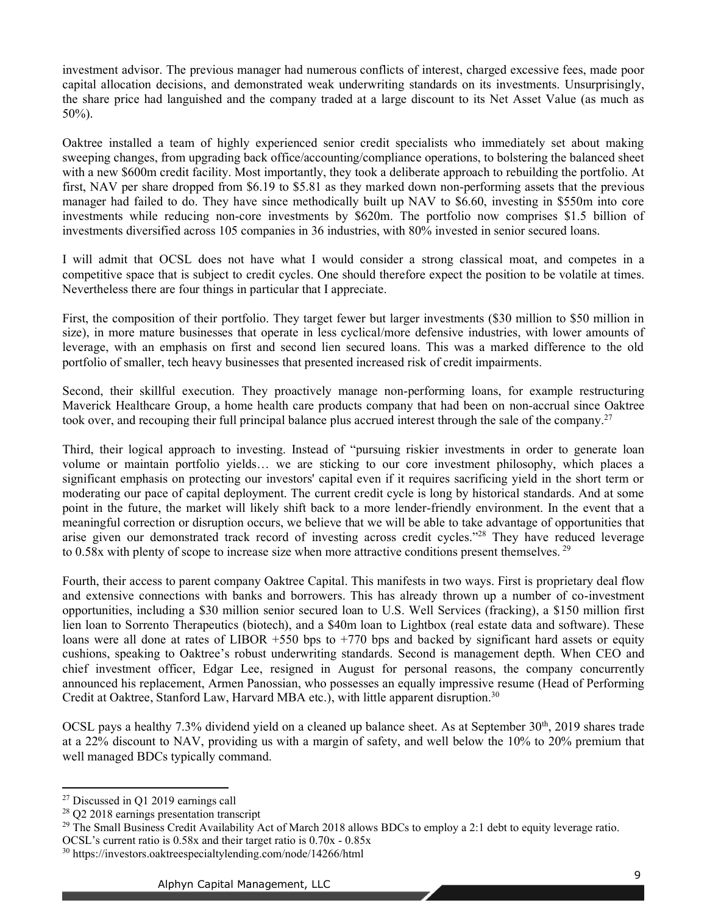investment advisor. The previous manager had numerous conflicts of interest, charged excessive fees, made poor capital allocation decisions, and demonstrated weak underwriting standards on its investments. Unsurprisingly, the share price had languished and the company traded at a large discount to its Net Asset Value (as much as 50%).

Oaktree installed a team of highly experienced senior credit specialists who immediately set about making sweeping changes, from upgrading back office/accounting/compliance operations, to bolstering the balanced sheet with a new $600m credit facility. Most importantly, they took a deliberate approach to rebuilding the portfolio. At first, NAV per share dropped from $6.19 to $5.81 as they marked down non-performing assets that the previous manager had failed to do. They have since methodically built up NAV to $6.60, investing in $550m into core investments while reducing non-core investments by $620m. The portfolio now comprises $1.5 billion of investments diversified across 105 companies in 36 industries, with 80% invested in senior secured loans.

I will admit that OCSL does not have what I would consider a strong classical moat, and competes in a competitive space that is subject to credit cycles. One should therefore expect the position to be volatile at times. Nevertheless there are four things in particular that I appreciate.

First, the composition of their portfolio. They target fewer but larger investments ($30 million to $50 million in size), in more mature businesses that operate in less cyclical/more defensive industries, with lower amounts of leverage, with an emphasis on first and second lien secured loans. This was a marked difference to the old portfolio of smaller, tech heavy businesses that presented increased risk of credit impairments.

Second, their skillful execution. They proactively manage non-performing loans, for example restructuring Maverick Healthcare Group, a home health care products company that had been on non-accrual since Oaktree took over, and recouping their full principal balance plus accrued interest through the sale of the company.[27]

Third, their logical approach to investing. Instead of "pursuing riskier investments in order to generate loan volume or maintain portfolio yields… we are sticking to our core investment philosophy, which places a significant emphasis on protecting our investors' capital even if it requires sacrificing yield in the short term or moderating our pace of capital deployment. The current credit cycle is long by historical standards. And at some point in the future, the market will likely shift back to a more lender-friendly environment. In the event that a meaningful correction or disruption occurs, we believe that we will be able to take advantage of opportunities that arise given our demonstrated track record of investing across credit cycles."[28] They have reduced leverage to 0.58x with plenty of scope to increase size when more attractive conditions present themselves.[29]

Fourth, their access to parent company Oaktree Capital. This manifests in two ways. First is proprietary deal flow and extensive connections with banks and borrowers. This has already thrown up a number of co-investment opportunities, including a $30 million senior secured loan to U.S. Well Services (fracking), a $150 million first lien loan to Sorrento Therapeutics (biotech), and a $40m loan to Lightbox (real estate data and software). These loans were all done at rates of LIBOR +550 bps to +770 bps and backed by significant hard assets or equity cushions, speaking to Oaktree's robust underwriting standards. Second is management depth. When CEO and chief investment officer, Edgar Lee, resigned in August for personal reasons, the company concurrently announced his replacement, Armen Panossian, who possesses an equally impressive resume (Head of Performing Credit at Oaktree, Stanford Law, Harvard MBA etc.), with little apparent disruption.[30]

OCSL pays a healthy 7.3% dividend yield on a cleaned up balance sheet. As at September 30th, 2019 shares trade at a 22% discount to NAV, providing us with a margin of safety, and well below the 10% to 20% premium that well managed BDCs typically command.

---

[27] Discussed in Q1 2019 earnings call

[28] Q2 2018 earnings presentation transcript

[29] The Small Business Credit Availability Act of March 2018 allows BDCs to employ a 2:1 debt to equity leverage ratio. OCSL's current ratio is 0.58x and their target ratio is 0.70x - 0.85x

[30] https://investors.oaktreespecialtylending.com/node/14266/html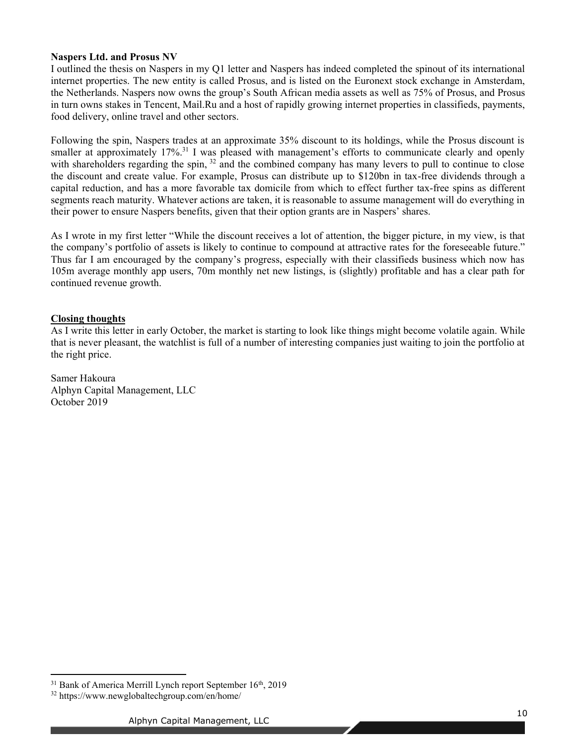**Naspers Ltd. and Prosus NV**

I outlined the thesis on Naspers in my Q1 letter and Naspers has indeed completed the spinout of its international internet properties. The new entity is called Prosus, and is listed on the Euronext stock exchange in Amsterdam, the Netherlands. Naspers now owns the group's South African media assets as well as 75% of Prosus, and Prosus in turn owns stakes in Tencent, Mail.Ru and a host of rapidly growing internet properties in classifieds, payments, food delivery, online travel and other sectors.

Following the spin, Naspers trades at an approximate 35% discount to its holdings, while the Prosus discount is smaller at approximately 17%.[31] I was pleased with management's efforts to communicate clearly and openly with shareholders regarding the spin, [32] and the combined company has many levers to pull to continue to close the discount and create value. For example, Prosus can distribute up to $120bn in tax-free dividends through a capital reduction, and has a more favorable tax domicile from which to effect further tax-free spins as different segments reach maturity. Whatever actions are taken, it is reasonable to assume management will do everything in their power to ensure Naspers benefits, given that their option grants are in Naspers' shares.

As I wrote in my first letter "While the discount receives a lot of attention, the bigger picture, in my view, is that the company's portfolio of assets is likely to continue to compound at attractive rates for the foreseeable future." Thus far I am encouraged by the company's progress, especially with their classifieds business which now has 105m average monthly app users, 70m monthly net new listings, is (slightly) profitable and has a clear path for continued revenue growth.

**Closing thoughts**

As I write this letter in early October, the market is starting to look like things might become volatile again. While that is never pleasant, the watchlist is full of a number of interesting companies just waiting to join the portfolio at the right price.

Samer Hakoura
Alphyn Capital Management, LLC
October 2019

---

[31] Bank of America Merrill Lynch report September 16th, 2019

[32] https://www.newglobaltechgroup.com/en/home/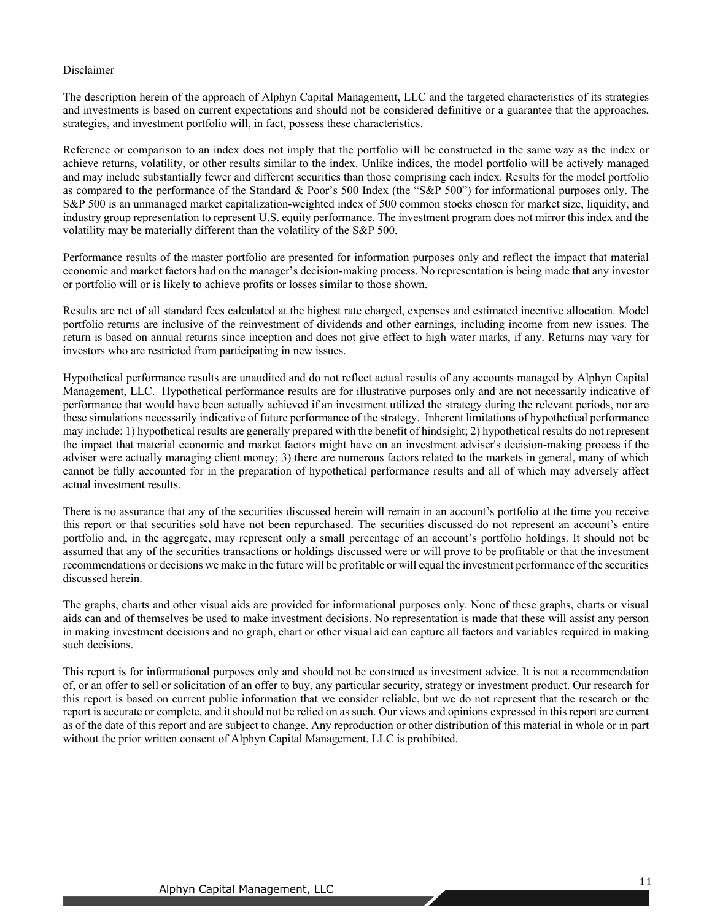Disclaimer

The description herein of the approach of Alphyn Capital Management, LLC and the targeted characteristics of its strategies and investments is based on current expectations and should not be considered definitive or a guarantee that the approaches, strategies, and investment portfolio will, in fact, possess these characteristics.

Reference or comparison to an index does not imply that the portfolio will be constructed in the same way as the index or achieve returns, volatility, or other results similar to the index. Unlike indices, the model portfolio will be actively managed and may include substantially fewer and different securities than those comprising each index. Results for the model portfolio as compared to the performance of the Standard & Poor's 500 Index (the "S&P 500") for informational purposes only. The S&P 500 is an unmanaged market capitalization-weighted index of 500 common stocks chosen for market size, liquidity, and industry group representation to represent U.S. equity performance. The investment program does not mirror this index and the volatility may be materially different than the volatility of the S&P 500.

Performance results of the master portfolio are presented for information purposes only and reflect the impact that material economic and market factors had on the manager's decision-making process. No representation is being made that any investor or portfolio will or is likely to achieve profits or losses similar to those shown.

Results are net of all standard fees calculated at the highest rate charged, expenses and estimated incentive allocation. Model portfolio returns are inclusive of the reinvestment of dividends and other earnings, including income from new issues. The return is based on annual returns since inception and does not give effect to high water marks, if any. Returns may vary for investors who are restricted from participating in new issues.

Hypothetical performance results are unaudited and do not reflect actual results of any accounts managed by Alphyn Capital Management, LLC. Hypothetical performance results are for illustrative purposes only and are not necessarily indicative of performance that would have been actually achieved if an investment utilized the strategy during the relevant periods, nor are these simulations necessarily indicative of future performance of the strategy. Inherent limitations of hypothetical performance may include: 1) hypothetical results are generally prepared with the benefit of hindsight; 2) hypothetical results do not represent the impact that material economic and market factors might have on an investment adviser's decision-making process if the adviser were actually managing client money; 3) there are numerous factors related to the markets in general, many of which cannot be fully accounted for in the preparation of hypothetical performance results and all of which may adversely affect actual investment results.

There is no assurance that any of the securities discussed herein will remain in an account's portfolio at the time you receive this report or that securities sold have not been repurchased. The securities discussed do not represent an account's entire portfolio and, in the aggregate, may represent only a small percentage of an account's portfolio holdings. It should not be assumed that any of the securities transactions or holdings discussed were or will prove to be profitable or that the investment recommendations or decisions we make in the future will be profitable or will equal the investment performance of the securities discussed herein.

The graphs, charts and other visual aids are provided for informational purposes only. None of these graphs, charts or visual aids can and of themselves be used to make investment decisions. No representation is made that these will assist any person in making investment decisions and no graph, chart or other visual aid can capture all factors and variables required in making such decisions.

This report is for informational purposes only and should not be construed as investment advice. It is not a recommendation of, or an offer to sell or solicitation of an offer to buy, any particular security, strategy or investment product. Our research for this report is based on current public information that we consider reliable, but we do not represent that the research or the report is accurate or complete, and it should not be relied on as such. Our views and opinions expressed in this report are current as of the date of this report and are subject to change. Any reproduction or other distribution of this material in whole or in part without the prior written consent of Alphyn Capital Management, LLC is prohibited.